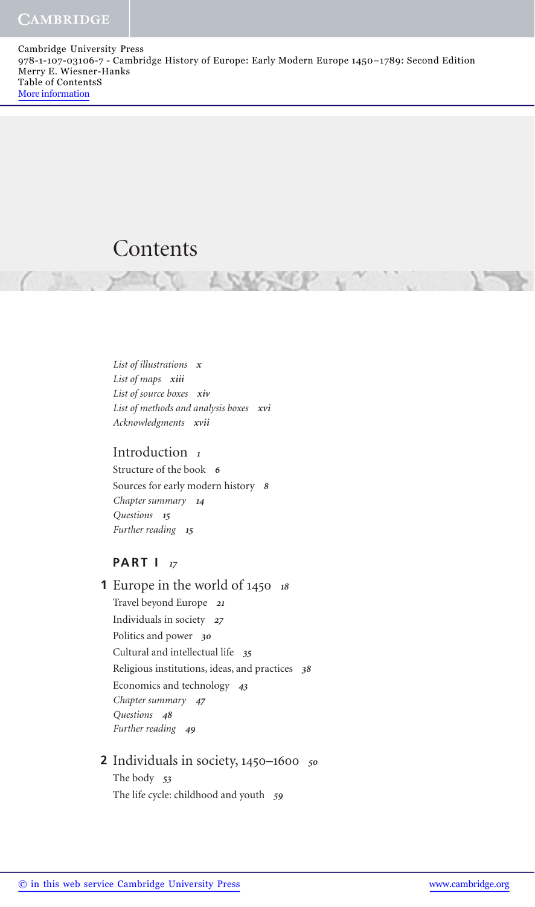# Contents

*List of illustrations* x
*List of maps* xiii
*List of source boxes* xiv
*List of methods and analysis boxes* xvi
*Acknowledgments* xvii

## Introduction 1

Structure of the book 6
Sources for early modern history 8
*Chapter summary* 14
*Questions* 15
*Further reading* 15

## PART I 17

### 1 Europe in the world of 1450 18

Travel beyond Europe 21
Individuals in society 27
Politics and power 30
Cultural and intellectual life 35
Religious institutions, ideas, and practices 38
Economics and technology 43
*Chapter summary* 47
*Questions* 48
*Further reading* 49

### 2 Individuals in society, 1450–1600 50

The body 53
The life cycle: childhood and youth 59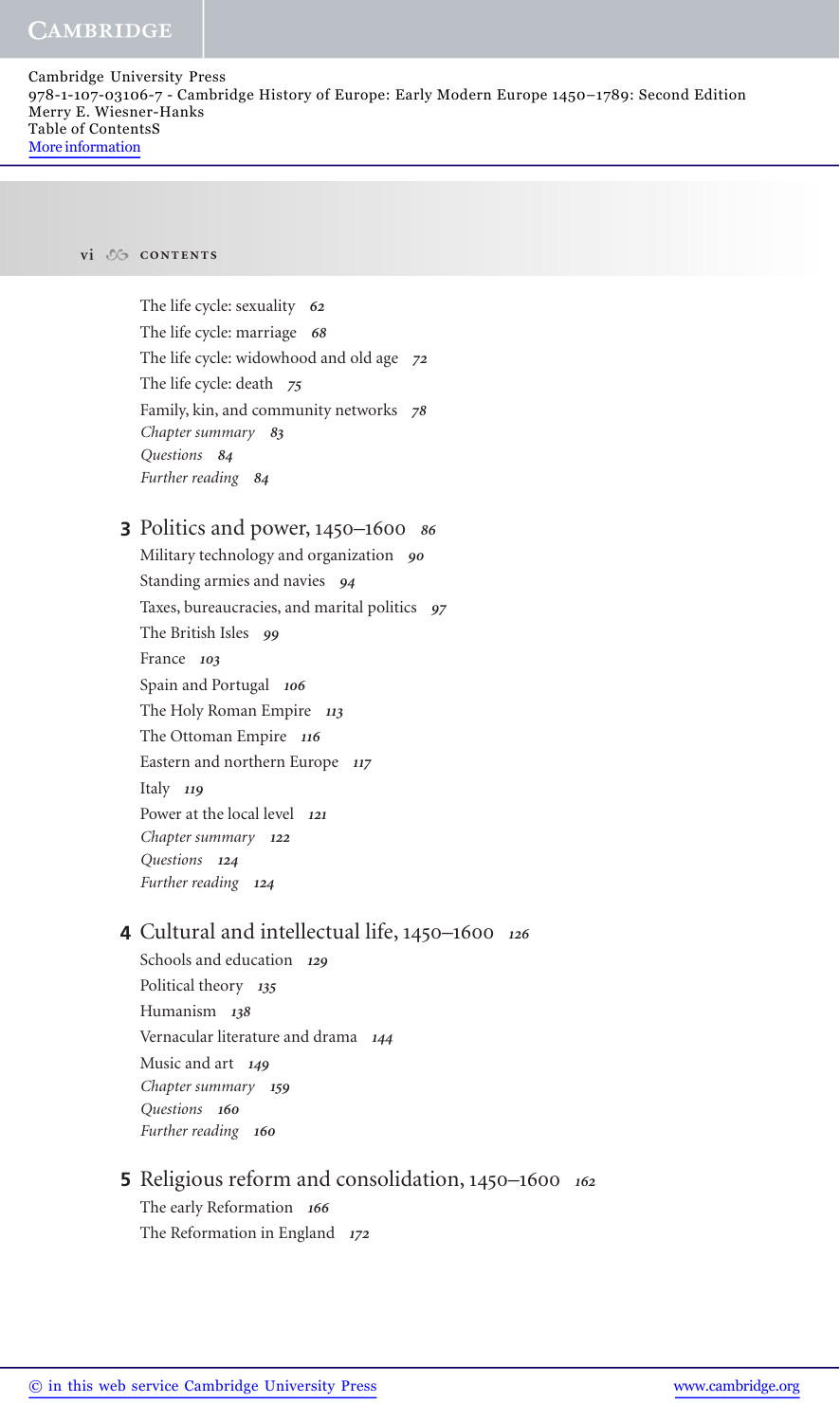The life cycle: sexuality *62*
The life cycle: marriage *68*
The life cycle: widowhood and old age *72*
The life cycle: death *75*
Family, kin, and community networks *78*
*Chapter summary* *83*
*Questions* *84*
*Further reading* *84*

## 3 Politics and power, 1450–1600 *86*

Military technology and organization *90*
Standing armies and navies *94*
Taxes, bureaucracies, and marital politics *97*
The British Isles *99*
France *103*
Spain and Portugal *106*
The Holy Roman Empire *113*
The Ottoman Empire *116*
Eastern and northern Europe *117*
Italy *119*
Power at the local level *121*
*Chapter summary* *122*
*Questions* *124*
*Further reading* *124*

## 4 Cultural and intellectual life, 1450–1600 *126*

Schools and education *129*
Political theory *135*
Humanism *138*
Vernacular literature and drama *144*
Music and art *149*
*Chapter summary* *159*
*Questions* *160*
*Further reading* *160*

## 5 Religious reform and consolidation, 1450–1600 *162*

The early Reformation *166*
The Reformation in England *172*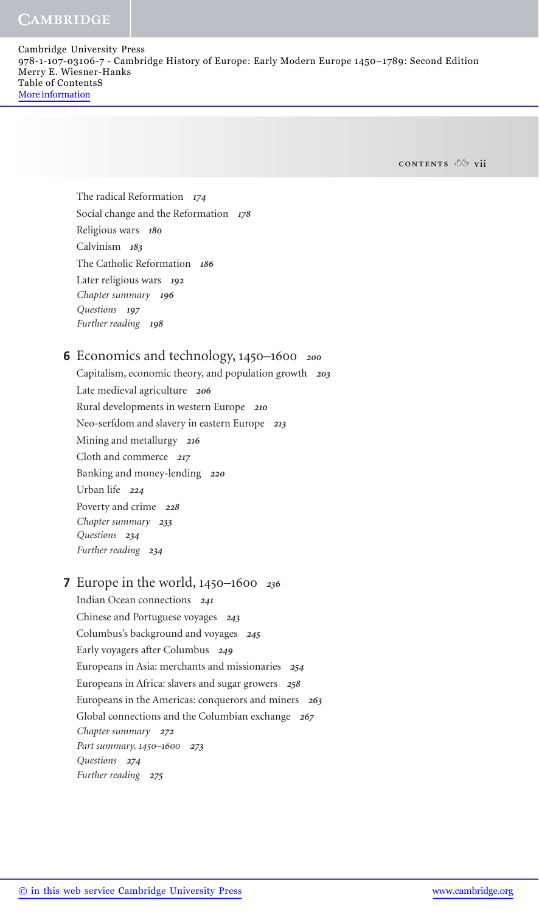The radical Reformation *174*
Social change and the Reformation *178*
Religious wars *180*
Calvinism *183*
The Catholic Reformation *186*
Later religious wars *192*
*Chapter summary 196*
*Questions 197*
*Further reading 198*

## 6 Economics and technology, 1450–1600 *200*

Capitalism, economic theory, and population growth *203*
Late medieval agriculture *206*
Rural developments in western Europe *210*
Neo-serfdom and slavery in eastern Europe *213*
Mining and metallurgy *216*
Cloth and commerce *217*
Banking and money-lending *220*
Urban life *224*
Poverty and crime *228*
*Chapter summary 233*
*Questions 234*
*Further reading 234*

## 7 Europe in the world, 1450–1600 *236*

Indian Ocean connections *241*
Chinese and Portuguese voyages *243*
Columbus's background and voyages *245*
Early voyagers after Columbus *249*
Europeans in Asia: merchants and missionaries *254*
Europeans in Africa: slavers and sugar growers *258*
Europeans in the Americas: conquerors and miners *263*
Global connections and the Columbian exchange *267*
*Chapter summary 272*
*Part summary, 1450–1600 273*
*Questions 274*
*Further reading 275*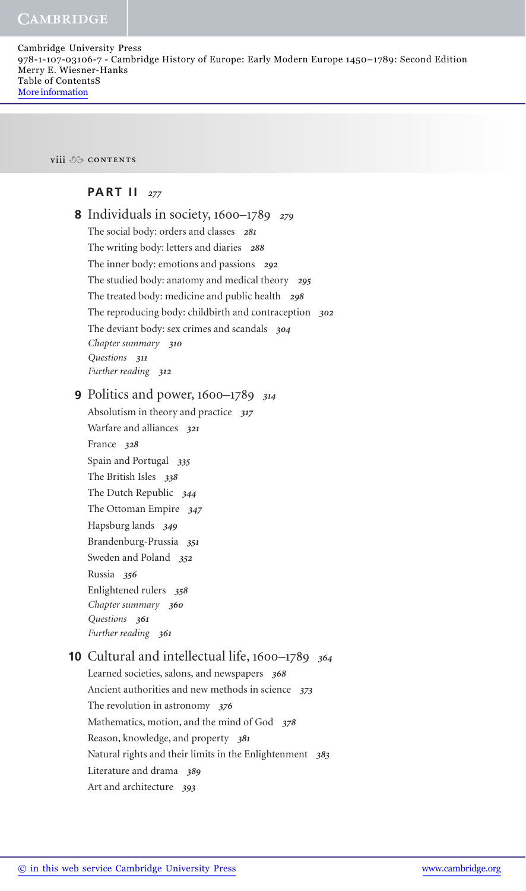## PART II 277

### 8 Individuals in society, 1600–1789 279

The social body: orders and classes 281
The writing body: letters and diaries 288
The inner body: emotions and passions 292
The studied body: anatomy and medical theory 295
The treated body: medicine and public health 298
The reproducing body: childbirth and contraception 302
The deviant body: sex crimes and scandals 304
*Chapter summary* 310
*Questions* 311
*Further reading* 312

### 9 Politics and power, 1600–1789 314

Absolutism in theory and practice 317
Warfare and alliances 321
France 328
Spain and Portugal 335
The British Isles 338
The Dutch Republic 344
The Ottoman Empire 347
Hapsburg lands 349
Brandenburg-Prussia 351
Sweden and Poland 352
Russia 356
Enlightened rulers 358
*Chapter summary* 360
*Questions* 361
*Further reading* 361

### 10 Cultural and intellectual life, 1600–1789 364

Learned societies, salons, and newspapers 368
Ancient authorities and new methods in science 373
The revolution in astronomy 376
Mathematics, motion, and the mind of God 378
Reason, knowledge, and property 381
Natural rights and their limits in the Enlightenment 383
Literature and drama 389
Art and architecture 393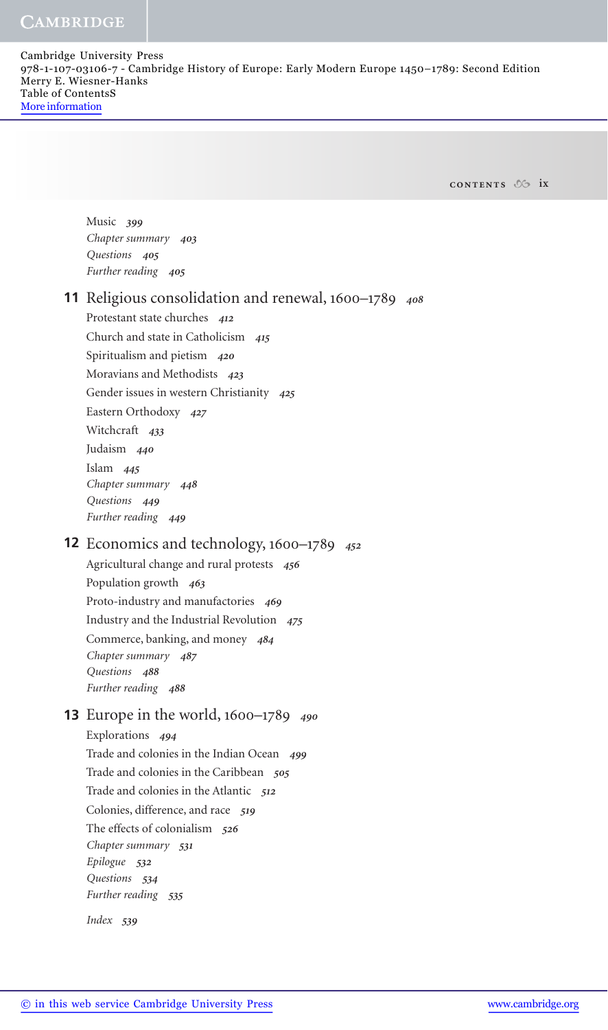Music 399
*Chapter summary* 403
*Questions* 405
*Further reading* 405

## 11 Religious consolidation and renewal, 1600–1789 408

Protestant state churches 412
Church and state in Catholicism 415
Spiritualism and pietism 420
Moravians and Methodists 423
Gender issues in western Christianity 425
Eastern Orthodoxy 427
Witchcraft 433
Judaism 440
Islam 445
*Chapter summary* 448
*Questions* 449
*Further reading* 449

## 12 Economics and technology, 1600–1789 452

Agricultural change and rural protests 456
Population growth 463
Proto-industry and manufactories 469
Industry and the Industrial Revolution 475
Commerce, banking, and money 484
*Chapter summary* 487
*Questions* 488
*Further reading* 488

## 13 Europe in the world, 1600–1789 490

Explorations 494
Trade and colonies in the Indian Ocean 499
Trade and colonies in the Caribbean 505
Trade and colonies in the Atlantic 512
Colonies, difference, and race 519
The effects of colonialism 526
*Chapter summary* 531
*Epilogue* 532
*Questions* 534
*Further reading* 535

*Index* 539